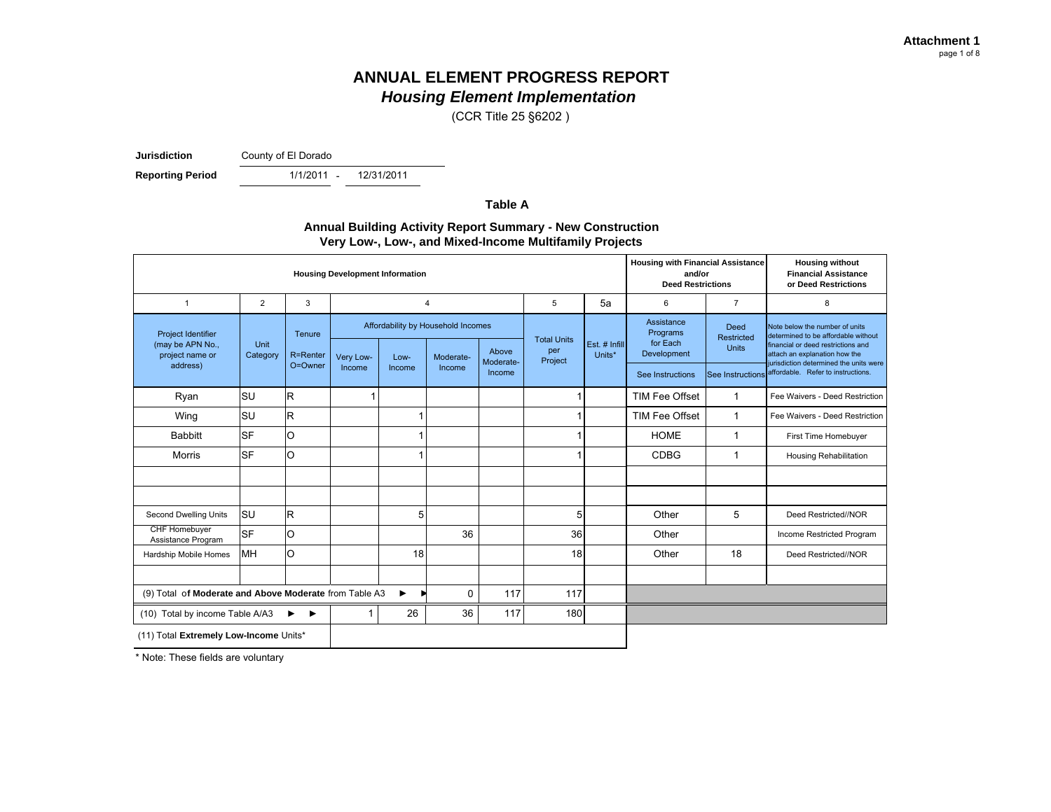Attachment 1

# ANNUAL ELEMENT PROGRESS REPORT
## *Housing Element Implementation*

(CCR Title 25 §6202 )

**Jurisdiction** County of El Dorado

**Reporting Period** 1/1/2011 - 12/31/2011

### Table A

### Annual Building Activity Report Summary - New Construction Very Low-, Low-, and Mixed-Income Multifamily Projects

| Housing Development Information | | | | | | | | | Housing with Financial Assistance and/or Deed Restrictions | | Housing without Financial Assistance or Deed Restrictions |
|---|---|---|---|---|---|---|---|---|---|---|---|
| 1 | 2 | 3 | 4 | | | | 5 | 5a | 6 | 7 | 8 |
| Project Identifier (may be APN No., project name or address) | Unit Category | Tenure R=Renter O=Owner | Affordability by Household Incomes | | | | Total Units per Project | Est. # Infill Units* | Assistance Programs for Each Development | Deed Restricted Units | Note below the number of units determined to be affordable without financial or deed restrictions and attach an explanation how the jurisdiction determined the units were affordable. Refer to instructions. |
| | | | Very Low-Income | Low-Income | Moderate-Income | Above Moderate-Income | | | See Instructions | See Instructions | |
| Ryan | SU | R | 1 | | | | 1 | | TIM Fee Offset | 1 | Fee Waivers - Deed Restriction |
| Wing | SU | R | | 1 | | | 1 | | TIM Fee Offset | 1 | Fee Waivers - Deed Restriction |
| Babbitt | SF | O | | 1 | | | 1 | | HOME | 1 | First Time Homebuyer |
| Morris | SF | O | | 1 | | | 1 | | CDBG | 1 | Housing Rehabilitation |
| | | | | | | | | | | | |
| | | | | | | | | | | | |
| Second Dwelling Units | SU | R | | 5 | | | 5 | | Other | 5 | Deed Restricted//NOR |
| CHF Homebuyer Assistance Program | SF | O | | | 36 | | 36 | | Other | | Income Restricted Program |
| Hardship Mobile Homes | MH | O | | 18 | | | 18 | | Other | 18 | Deed Restricted//NOR |
| | | | | | | | | | | | |
| (9) Total of **Moderate and Above Moderate** from Table A3 ► ► | | | | | 0 | 117 | 117 | | | | |
| (10) Total by income Table A/A3 ► ► | | | 1 | 26 | 36 | 117 | 180 | | | | |
| (11) Total **Extremely Low-Income** Units* | | | | | | | | | | | |

\* Note: These fields are voluntary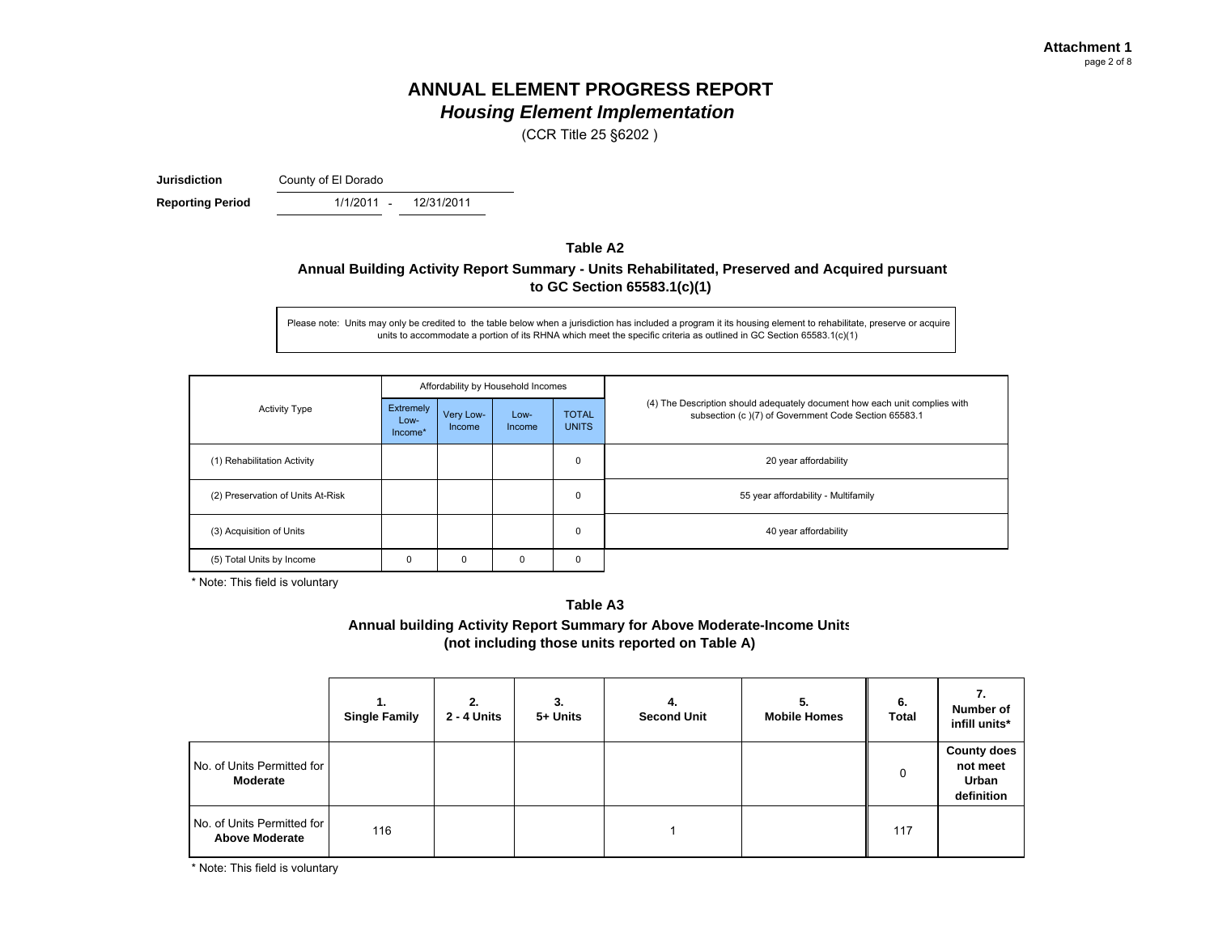**Attachment 1**

# ANNUAL ELEMENT PROGRESS REPORT
## *Housing Element Implementation*
(CCR Title 25 §6202 )

**Jurisdiction** County of El Dorado

**Reporting Period** 1/1/2011 - 12/31/2011

### Table A2

**Annual Building Activity Report Summary - Units Rehabilitated, Preserved and Acquired pursuant to GC Section 65583.1(c)(1)**

Please note: Units may only be credited to the table below when a jurisdiction has included a program it its housing element to rehabilitate, preserve or acquire units to accommodate a portion of its RHNA which meet the specific criteria as outlined in GC Section 65583.1(c)(1)

| Activity Type | Affordability by Household Incomes | | | | (4) The Description should adequately document how each unit complies with subsection (c )(7) of Government Code Section 65583.1 |
|---|---|---|---|---|---|
| | Extremely Low-Income* | Very Low-Income | Low-Income | TOTAL UNITS | |
| (1) Rehabilitation Activity | | | | 0 | 20 year affordability |
| (2) Preservation of Units At-Risk | | | | 0 | 55 year affordability - Multifamily |
| (3) Acquisition of Units | | | | 0 | 40 year affordability |
| (5) Total Units by Income | 0 | 0 | 0 | 0 | |

\* Note: This field is voluntary

### Table A3

**Annual building Activity Report Summary for Above Moderate-Income Units (not including those units reported on Table A)**

| | 1. Single Family | 2. 2 - 4 Units | 3. 5+ Units | 4. Second Unit | 5. Mobile Homes | 6. Total | 7. Number of infill units* |
|---|---|---|---|---|---|---|---|
| No. of Units Permitted for **Moderate** | | | | | | 0 | **County does not meet Urban definition** |
| No. of Units Permitted for **Above Moderate** | 116 | | | 1 | | 117 | |

\* Note: This field is voluntary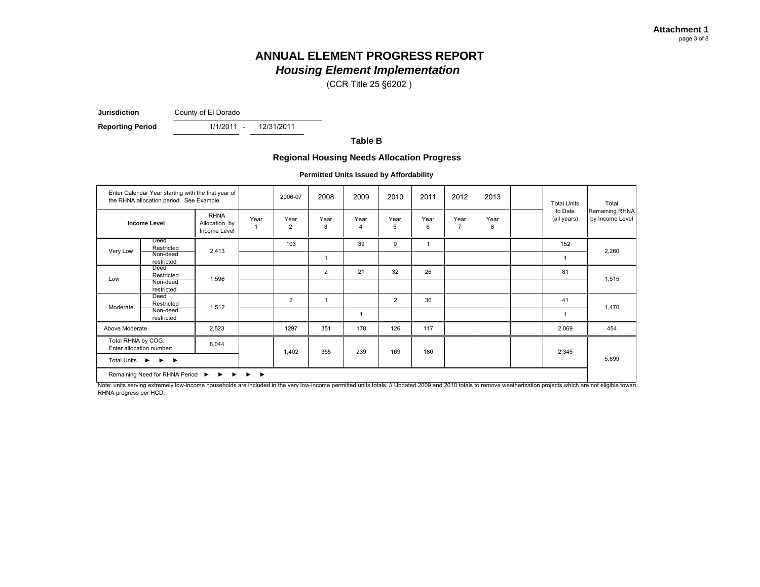**Attachment 1**
page 3 of 8

# ANNUAL ELEMENT PROGRESS REPORT
## *Housing Element Implementation*

(CCR Title 25 §6202 )

**Jurisdiction** County of El Dorado

**Reporting Period** 1/1/2011 - 12/31/2011

### Table B

### Regional Housing Needs Allocation Progress

**Permitted Units Issued by Affordability**

| Enter Calendar Year starting with the first year of the RHNA allocation period. See Example. | | | | 2006-07 | 2008 | 2009 | 2010 | 2011 | 2012 | 2013 | | Total Units to Date (all years) | Total Remaining RHNA by Income Level |
|---|---|---|---|---|---|---|---|---|---|---|---|---|---|
| **Income Level** | | RHNA Allocation by Income Level | Year 1 | Year 2 | Year 3 | Year 4 | Year 5 | Year 6 | Year 7 | Year 8 | | | |
| Very Low | Deed Restricted | 2,413 | | 103 | | 39 | 9 | 1 | | | | 152 | 2,260 |
| | Non-deed restricted | | | | 1 | | | | | | | 1 | |
| Low | Deed Restricted | 1,596 | | | 2 | 21 | 32 | 26 | | | | 81 | 1,515 |
| | Non-deed restricted | | | | | | | | | | | | |
| Moderate | Deed Restricted | 1,512 | | 2 | 1 | | 2 | 36 | | | | 41 | 1,470 |
| | Non-deed restricted | | | | | 1 | | | | | | 1 | |
| Above Moderate | | 2,523 | | 1297 | 351 | 178 | 126 | 117 | | | | 2,069 | 454 |
| Total RHNA by COG. Enter allocation number: | | 8,044 | | 1,402 | 355 | 239 | 169 | 180 | | | | 2,345 | 5,699 |
| Total Units ► ► ► | | | | | | | | | | | | | |
| Remaining Need for RHNA Period ► ► ► ► ► | | | | | | | | | | | | | |

Note: units serving extremely low-income households are included in the very low-income permitted units totals. // Updated 2009 and 2010 totals to remove weatherization projects which are not eligible towar RHNA progress per HCD.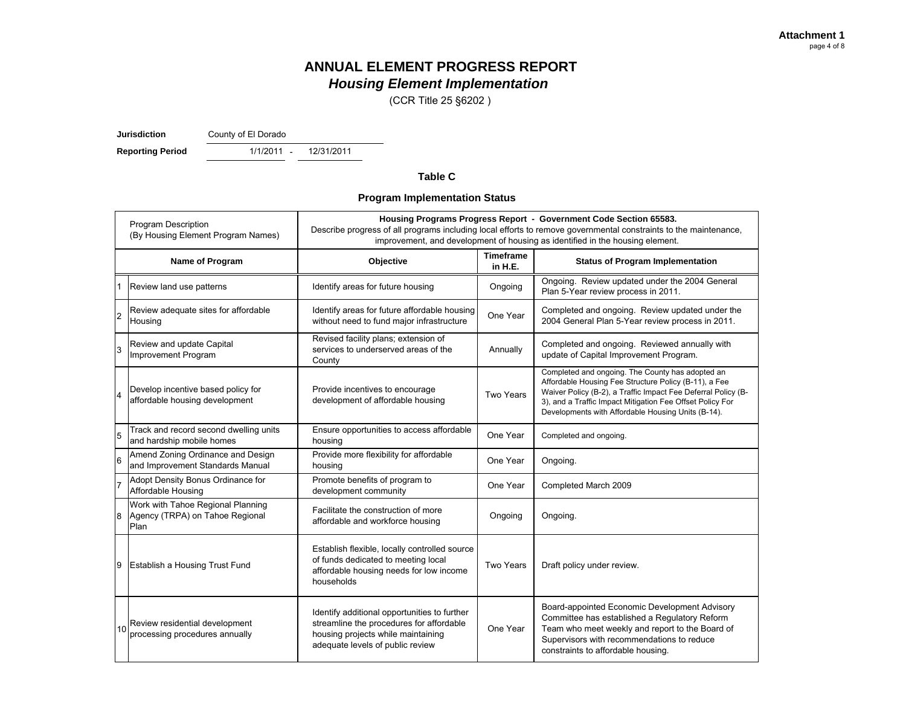**Attachment 1**

# ANNUAL ELEMENT PROGRESS REPORT
## *Housing Element Implementation*

(CCR Title 25 §6202 )

**Jurisdiction** County of El Dorado

**Reporting Period** 1/1/2011 - 12/31/2011

### Table C

### Program Implementation Status

| Program Description (By Housing Element Program Names) | | **Housing Programs Progress Report - Government Code Section 65583.** Describe progress of all programs including local efforts to remove governmental constraints to the maintenance, improvement, and development of housing as identified in the housing element. | | |
|---|---|---|---|---|
| **Name of Program** | | **Objective** | **Timeframe in H.E.** | **Status of Program Implementation** |
| 1 | Review land use patterns | Identify areas for future housing | Ongoing | Ongoing. Review updated under the 2004 General Plan 5-Year review process in 2011. |
| 2 | Review adequate sites for affordable Housing | Identify areas for future affordable housing without need to fund major infrastructure | One Year | Completed and ongoing. Review updated under the 2004 General Plan 5-Year review process in 2011. |
| 3 | Review and update Capital Improvement Program | Revised facility plans; extension of services to underserved areas of the County | Annually | Completed and ongoing. Reviewed annually with update of Capital Improvement Program. |
| 4 | Develop incentive based policy for affordable housing development | Provide incentives to encourage development of affordable housing | Two Years | Completed and ongoing. The County has adopted an Affordable Housing Fee Structure Policy (B-11), a Fee Waiver Policy (B-2), a Traffic Impact Fee Deferral Policy (B-3), and a Traffic Impact Mitigation Fee Offset Policy For Developments with Affordable Housing Units (B-14). |
| 5 | Track and record second dwelling units and hardship mobile homes | Ensure opportunities to access affordable housing | One Year | Completed and ongoing. |
| 6 | Amend Zoning Ordinance and Design and Improvement Standards Manual | Provide more flexibility for affordable housing | One Year | Ongoing. |
| 7 | Adopt Density Bonus Ordinance for Affordable Housing | Promote benefits of program to development community | One Year | Completed March 2009 |
| 8 | Work with Tahoe Regional Planning Agency (TRPA) on Tahoe Regional Plan | Facilitate the construction of more affordable and workforce housing | Ongoing | Ongoing. |
| 9 | Establish a Housing Trust Fund | Establish flexible, locally controlled source of funds dedicated to meeting local affordable housing needs for low income households | Two Years | Draft policy under review. |
| 10 | Review residential development processing procedures annually | Identify additional opportunities to further streamline the procedures for affordable housing projects while maintaining adequate levels of public review | One Year | Board-appointed Economic Development Advisory Committee has established a Regulatory Reform Team who meet weekly and report to the Board of Supervisors with recommendations to reduce constraints to affordable housing. |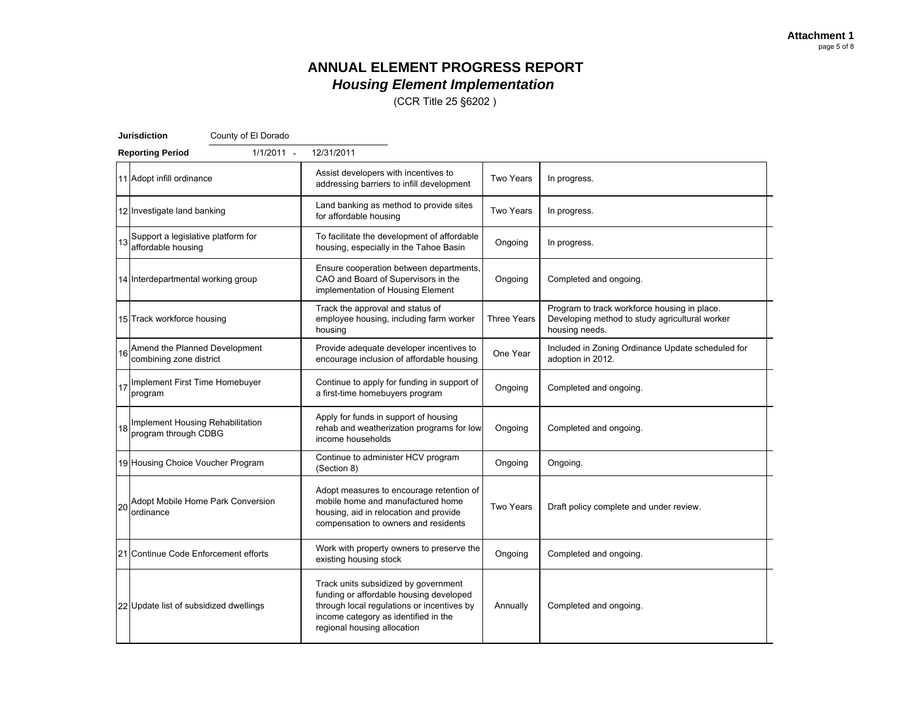**Attachment 1**

# ANNUAL ELEMENT PROGRESS REPORT
## *Housing Element Implementation*

(CCR Title 25 §6202 )

**Jurisdiction** County of El Dorado

**Reporting Period** 1/1/2011 - 12/31/2011

| # | Program | Objective | Timeframe | Status |
|---|---|---|---|---|
| 11 | Adopt infill ordinance | Assist developers with incentives to addressing barriers to infill development | Two Years | In progress. |
| 12 | Investigate land banking | Land banking as method to provide sites for affordable housing | Two Years | In progress. |
| 13 | Support a legislative platform for affordable housing | To facilitate the development of affordable housing, especially in the Tahoe Basin | Ongoing | In progress. |
| 14 | Interdepartmental working group | Ensure cooperation between departments, CAO and Board of Supervisors in the implementation of Housing Element | Ongoing | Completed and ongoing. |
| 15 | Track workforce housing | Track the approval and status of employee housing, including farm worker housing | Three Years | Program to track workforce housing in place. Developing method to study agricultural worker housing needs. |
| 16 | Amend the Planned Development combining zone district | Provide adequate developer incentives to encourage inclusion of affordable housing | One Year | Included in Zoning Ordinance Update scheduled for adoption in 2012. |
| 17 | Implement First Time Homebuyer program | Continue to apply for funding in support of a first-time homebuyers program | Ongoing | Completed and ongoing. |
| 18 | Implement Housing Rehabilitation program through CDBG | Apply for funds in support of housing rehab and weatherization programs for low income households | Ongoing | Completed and ongoing. |
| 19 | Housing Choice Voucher Program | Continue to administer HCV program (Section 8) | Ongoing | Ongoing. |
| 20 | Adopt Mobile Home Park Conversion ordinance | Adopt measures to encourage retention of mobile home and manufactured home housing, aid in relocation and provide compensation to owners and residents | Two Years | Draft policy complete and under review. |
| 21 | Continue Code Enforcement efforts | Work with property owners to preserve the existing housing stock | Ongoing | Completed and ongoing. |
| 22 | Update list of subsidized dwellings | Track units subsidized by government funding or affordable housing developed through local regulations or incentives by income category as identified in the regional housing allocation | Annually | Completed and ongoing. |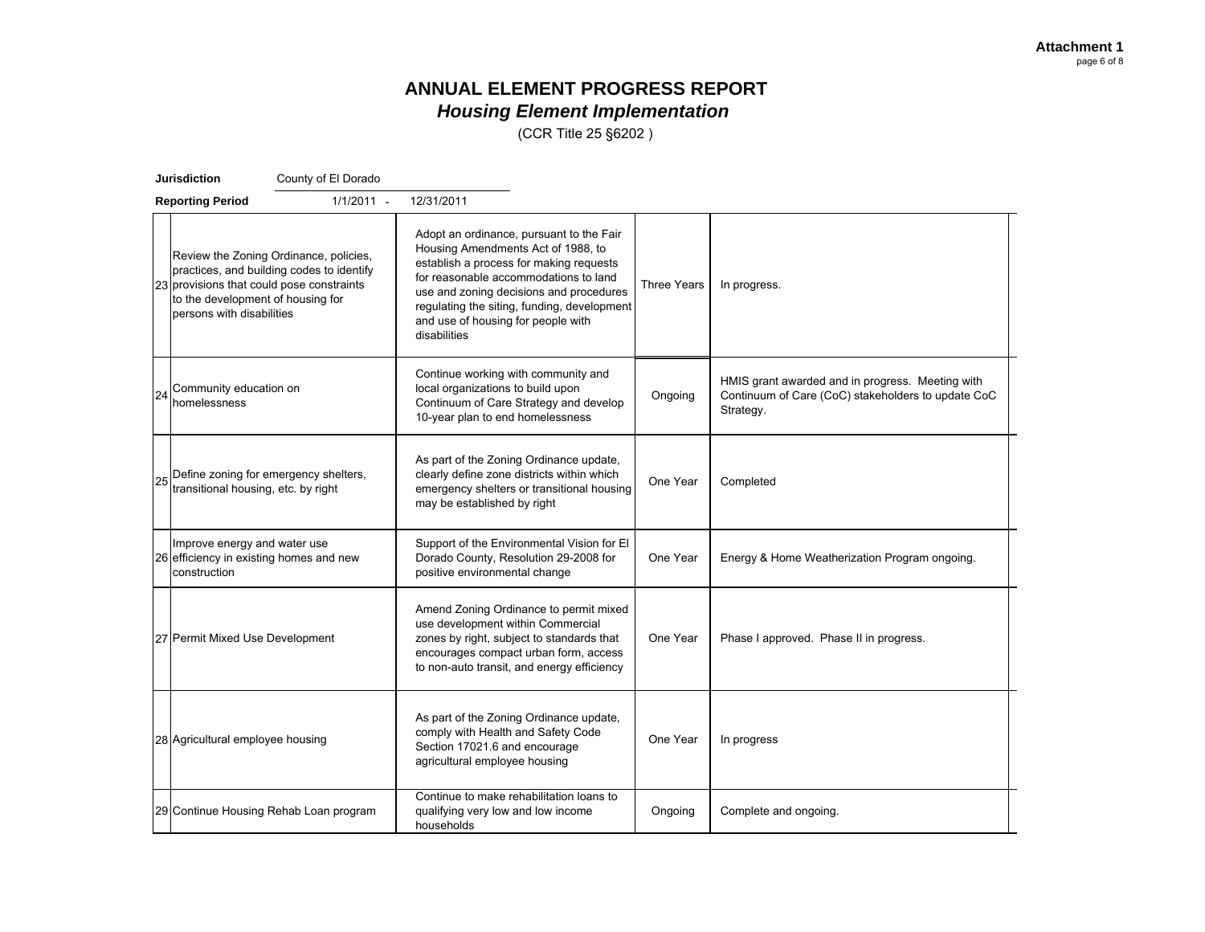**Attachment 1**

# ANNUAL ELEMENT PROGRESS REPORT
## *Housing Element Implementation*

(CCR Title 25 §6202 )

**Jurisdiction** County of El Dorado

**Reporting Period** 1/1/2011 - 12/31/2011

| # | Name of Program | Objective | Deadline | Status | |
|---|---|---|---|---|---|
| 23 | Review the Zoning Ordinance, policies, practices, and building codes to identify provisions that could pose constraints to the development of housing for persons with disabilities | Adopt an ordinance, pursuant to the Fair Housing Amendments Act of 1988, to establish a process for making requests for reasonable accommodations to land use and zoning decisions and procedures regulating the siting, funding, development and use of housing for people with disabilities | Three Years | In progress. | |
| 24 | Community education on homelessness | Continue working with community and local organizations to build upon Continuum of Care Strategy and develop 10-year plan to end homelessness | Ongoing | HMIS grant awarded and in progress. Meeting with Continuum of Care (CoC) stakeholders to update CoC Strategy. | |
| 25 | Define zoning for emergency shelters, transitional housing, etc. by right | As part of the Zoning Ordinance update, clearly define zone districts within which emergency shelters or transitional housing may be established by right | One Year | Completed | |
| 26 | Improve energy and water use efficiency in existing homes and new construction | Support of the Environmental Vision for El Dorado County, Resolution 29-2008 for positive environmental change | One Year | Energy & Home Weatherization Program ongoing. | |
| 27 | Permit Mixed Use Development | Amend Zoning Ordinance to permit mixed use development within Commercial zones by right, subject to standards that encourages compact urban form, access to non-auto transit, and energy efficiency | One Year | Phase I approved. Phase II in progress. | |
| 28 | Agricultural employee housing | As part of the Zoning Ordinance update, comply with Health and Safety Code Section 17021.6 and encourage agricultural employee housing | One Year | In progress | |
| 29 | Continue Housing Rehab Loan program | Continue to make rehabilitation loans to qualifying very low and low income households | Ongoing | Complete and ongoing. | |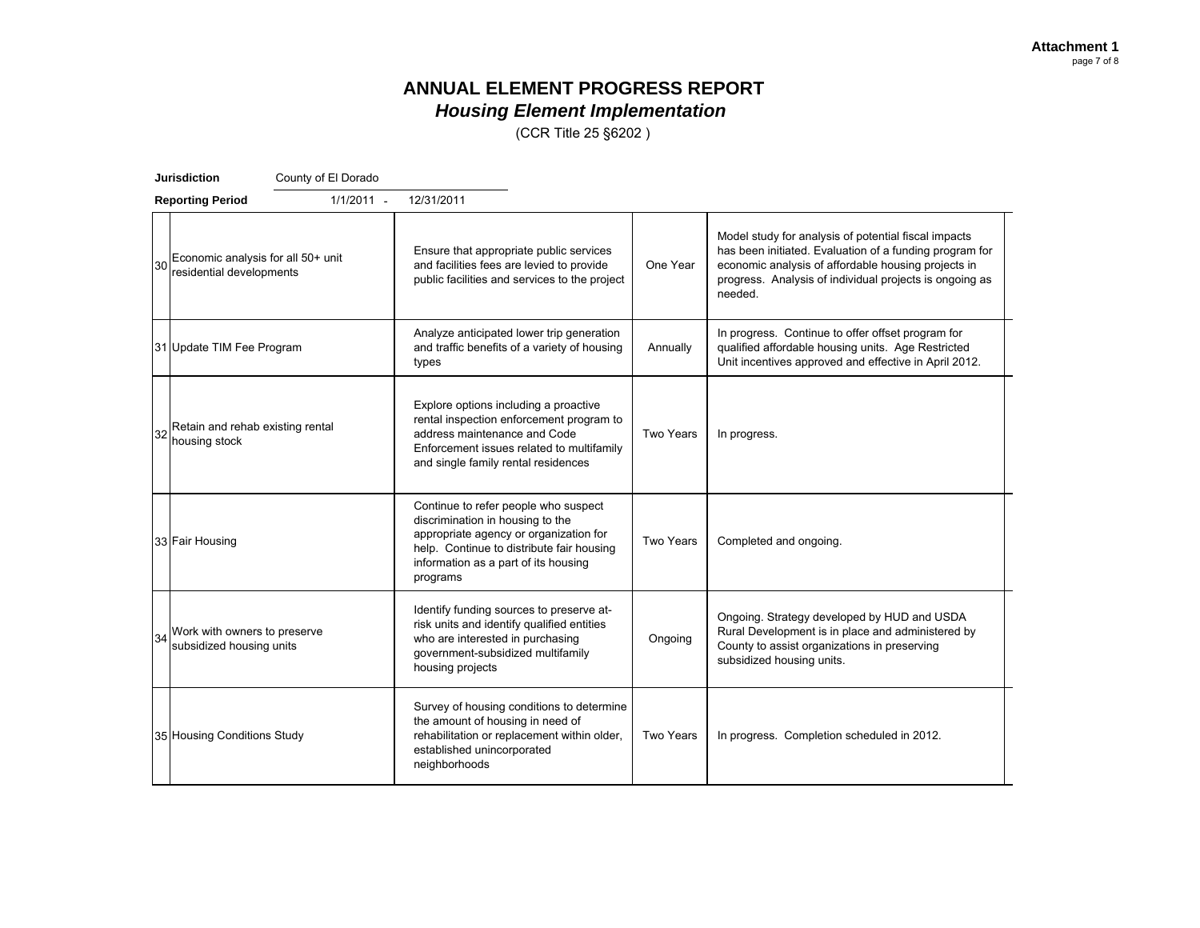**Attachment 1**

# ANNUAL ELEMENT PROGRESS REPORT

## *Housing Element Implementation*

(CCR Title 25 §6202 )

**Jurisdiction** County of El Dorado

**Reporting Period** 1/1/2011 - 12/31/2011

| # | Program | Objective | Timeframe | Status |
|---|---|---|---|---|
| 30 | Economic analysis for all 50+ unit residential developments | Ensure that appropriate public services and facilities fees are levied to provide public facilities and services to the project | One Year | Model study for analysis of potential fiscal impacts has been initiated. Evaluation of a funding program for economic analysis of affordable housing projects in progress. Analysis of individual projects is ongoing as needed. |
| 31 | Update TIM Fee Program | Analyze anticipated lower trip generation and traffic benefits of a variety of housing types | Annually | In progress. Continue to offer offset program for qualified affordable housing units. Age Restricted Unit incentives approved and effective in April 2012. |
| 32 | Retain and rehab existing rental housing stock | Explore options including a proactive rental inspection enforcement program to address maintenance and Code Enforcement issues related to multifamily and single family rental residences | Two Years | In progress. |
| 33 | Fair Housing | Continue to refer people who suspect discrimination in housing to the appropriate agency or organization for help. Continue to distribute fair housing information as a part of its housing programs | Two Years | Completed and ongoing. |
| 34 | Work with owners to preserve subsidized housing units | Identify funding sources to preserve at-risk units and identify qualified entities who are interested in purchasing government-subsidized multifamily housing projects | Ongoing | Ongoing. Strategy developed by HUD and USDA Rural Development is in place and administered by County to assist organizations in preserving subsidized housing units. |
| 35 | Housing Conditions Study | Survey of housing conditions to determine the amount of housing in need of rehabilitation or replacement within older, established unincorporated neighborhoods | Two Years | In progress. Completion scheduled in 2012. |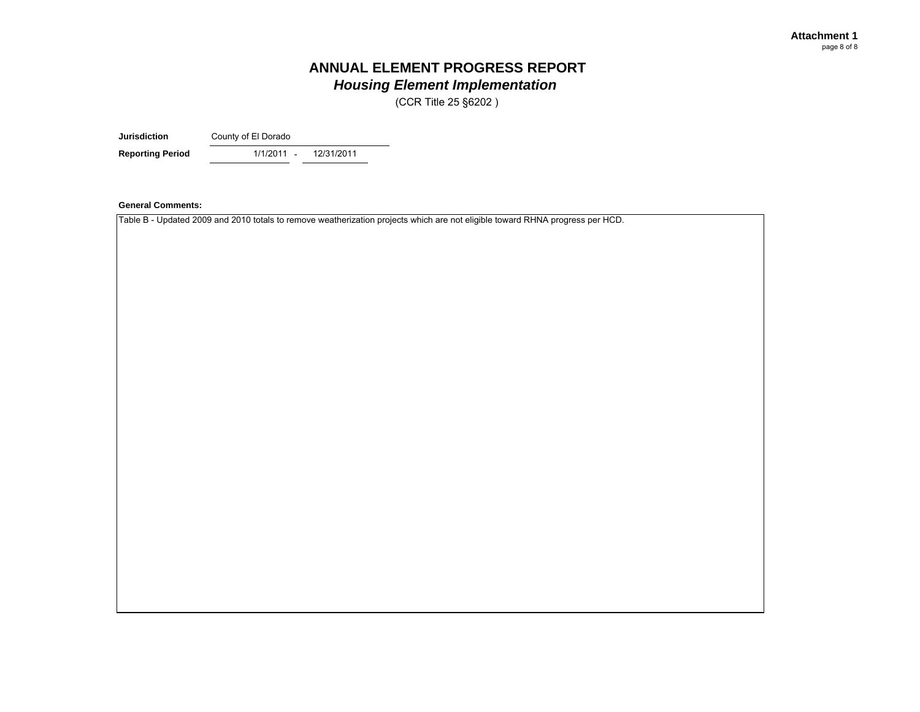**Attachment 1**

# ANNUAL ELEMENT PROGRESS REPORT

## *Housing Element Implementation*

(CCR Title 25 §6202 )

**Jurisdiction** County of El Dorado

**Reporting Period** 1/1/2011 - 12/31/2011

**General Comments:**

Table B - Updated 2009 and 2010 totals to remove weatherization projects which are not eligible toward RHNA progress per HCD.